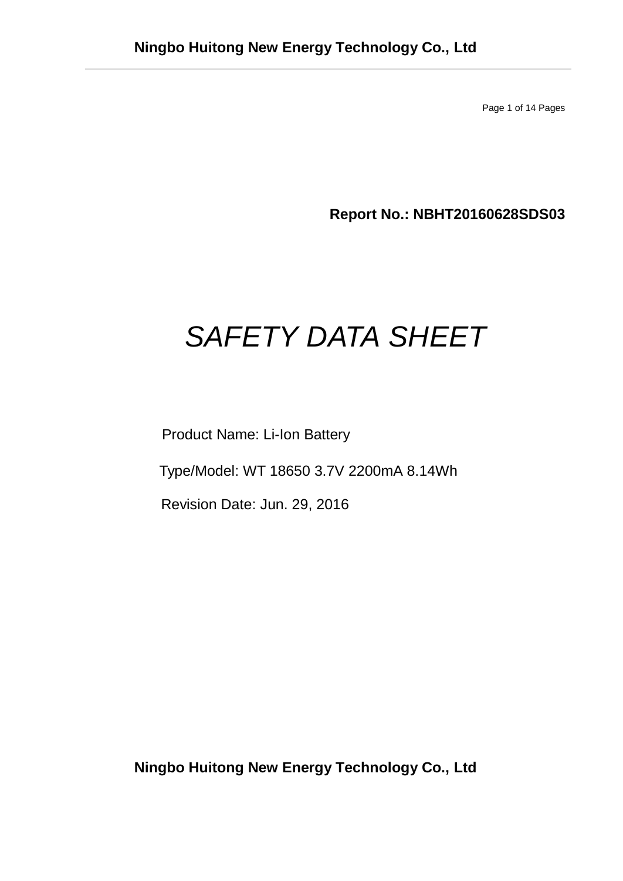**Report No.: NBHT20160628SDS03**

# *SAFETY DATA SHEET*

Product Name: Li-Ion Battery

Type/Model: WT 18650 3.7V 2200mA 8.14Wh

Revision Date: Jun. 29, 2016

**Ningbo Huitong New Energy Technology Co., Ltd**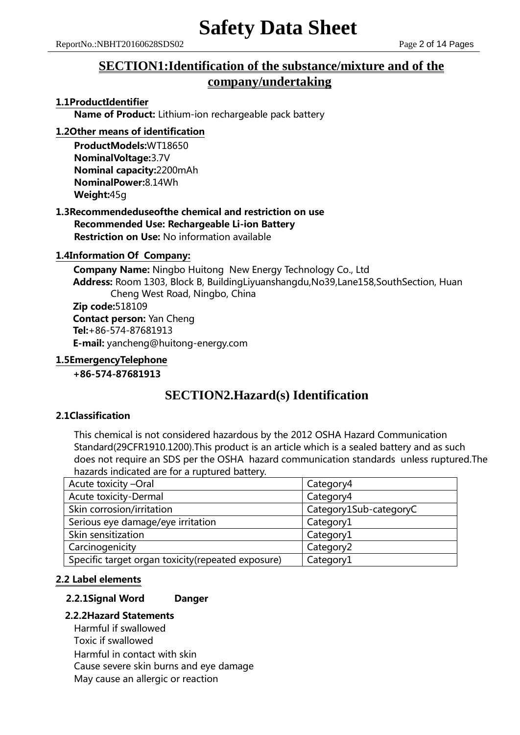## SECTION1:Identification of the substance/mixture and of the company/undertaking

**1.1ProductIdentifier**

**Name of Product:** Lithium-ion rechargeable pack battery

**1.2Other means of identification**

**ProductModels:**WT18650
**NominalVoltage:**3.7V
**Nominal capacity:**2200mAh
**NominalPower:**8.14Wh
**Weight:**45g

**1.3Recommendeduseofthe chemical and restriction on use**

**Recommended Use: Rechargeable Li-ion Battery**
**Restriction on Use:** No information available

**1.4Information Of Company:**

**Company Name:** Ningbo Huitong New Energy Technology Co., Ltd
**Address:** Room 1303, Block B, BuildingLiyuanshangdu,No39,Lane158,SouthSection, Huan Cheng West Road, Ningbo, China
**Zip code:**518109
**Contact person:** Yan Cheng
**Tel:**+86-574-87681913
**E-mail:** yancheng@huitong-energy.com

**1.5EmergencyTelephone**

**+86-574-87681913**

## SECTION2.Hazard(s) Identification

**2.1Classification**

This chemical is not considered hazardous by the 2012 OSHA Hazard Communication Standard(29CFR1910.1200).This product is an article which is a sealed battery and as such does not require an SDS per the OSHA hazard communication standards unless ruptured.The hazards indicated are for a ruptured battery.

| | |
|---|---|
| Acute toxicity –Oral | Category4 |
| Acute toxicity-Dermal | Category4 |
| Skin corrosion/irritation | Category1Sub-categoryC |
| Serious eye damage/eye irritation | Category1 |
| Skin sensitization | Category1 |
| Carcinogenicity | Category2 |
| Specific target organ toxicity(repeated exposure) | Category1 |

**2.2 Label elements**

**2.2.1Signal Word Danger**

**2.2.2Hazard Statements**

Harmful if swallowed
Toxic if swallowed
Harmful in contact with skin
Cause severe skin burns and eye damage
May cause an allergic or reaction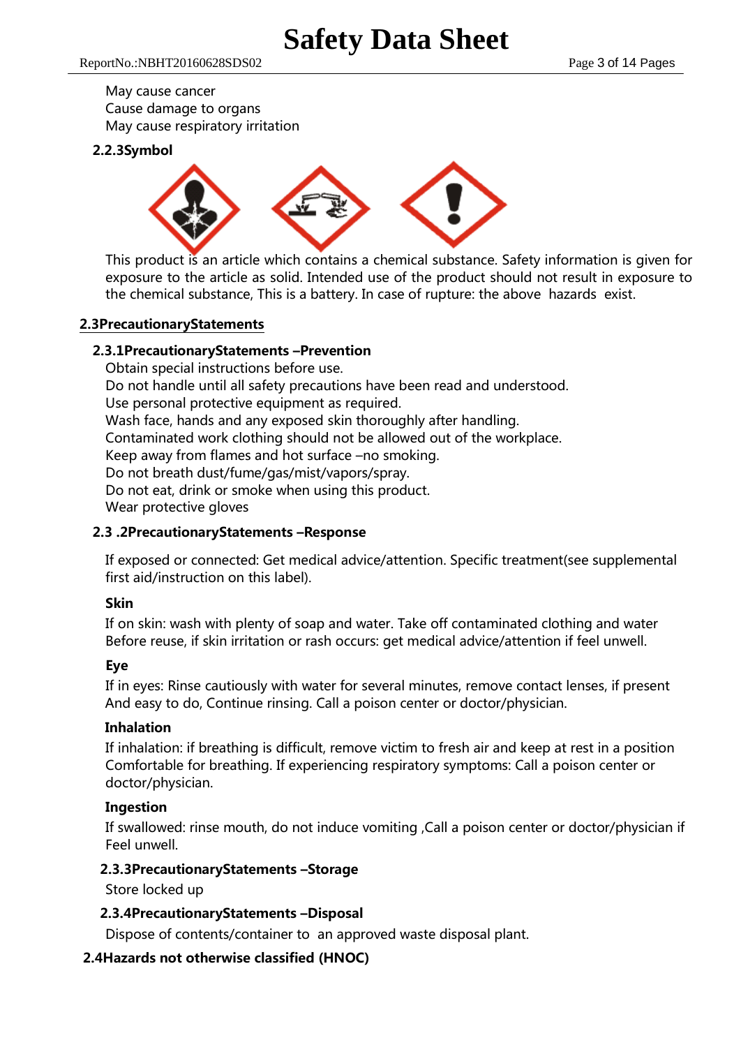May cause cancer
Cause damage to organs
May cause respiratory irritation

### 2.2.3Symbol

This product is an article which contains a chemical substance. Safety information is given for exposure to the article as solid. Intended use of the product should not result in exposure to the chemical substance, This is a battery. In case of rupture: the above hazards exist.

## 2.3PrecautionaryStatements

### 2.3.1PrecautionaryStatements –Prevention

Obtain special instructions before use.
Do not handle until all safety precautions have been read and understood.
Use personal protective equipment as required.
Wash face, hands and any exposed skin thoroughly after handling.
Contaminated work clothing should not be allowed out of the workplace.
Keep away from flames and hot surface –no smoking.
Do not breath dust/fume/gas/mist/vapors/spray.
Do not eat, drink or smoke when using this product.
Wear protective gloves

### 2.3 .2PrecautionaryStatements –Response

If exposed or connected: Get medical advice/attention. Specific treatment(see supplemental first aid/instruction on this label).

**Skin**

If on skin: wash with plenty of soap and water. Take off contaminated clothing and water Before reuse, if skin irritation or rash occurs: get medical advice/attention if feel unwell.

**Eye**

If in eyes: Rinse cautiously with water for several minutes, remove contact lenses, if present And easy to do, Continue rinsing. Call a poison center or doctor/physician.

**Inhalation**

If inhalation: if breathing is difficult, remove victim to fresh air and keep at rest in a position Comfortable for breathing. If experiencing respiratory symptoms: Call a poison center or doctor/physician.

**Ingestion**

If swallowed: rinse mouth, do not induce vomiting ,Call a poison center or doctor/physician if Feel unwell.

### 2.3.3PrecautionaryStatements –Storage

Store locked up

### 2.3.4PrecautionaryStatements –Disposal

Dispose of contents/container to an approved waste disposal plant.

## 2.4Hazards not otherwise classified (HNOC)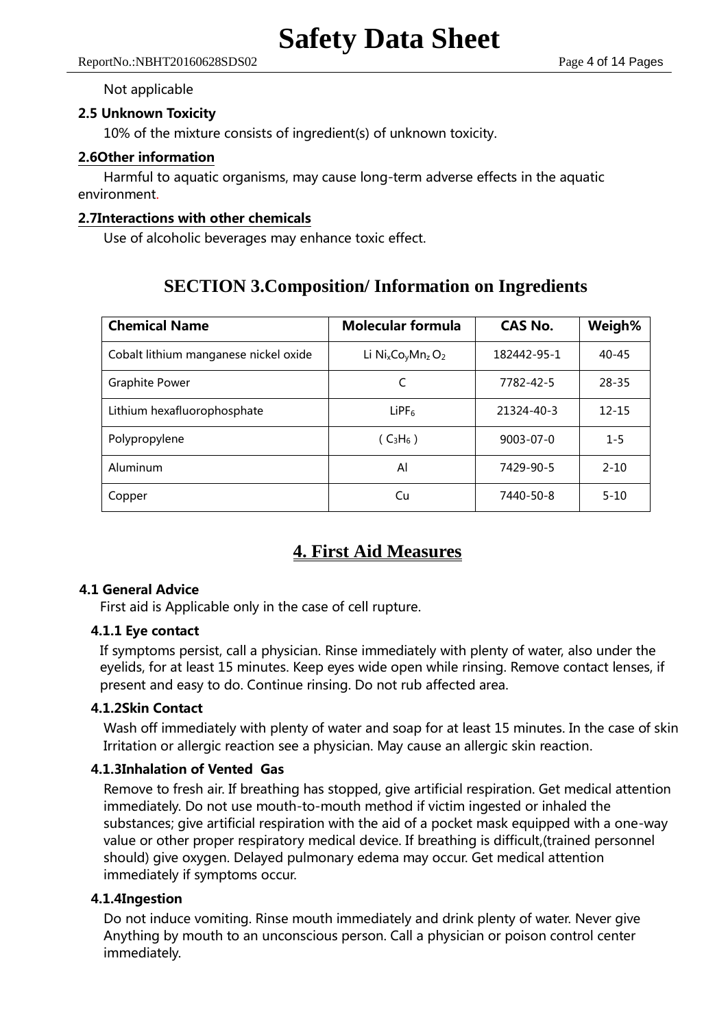Not applicable

**2.5 Unknown Toxicity**

10% of the mixture consists of ingredient(s) of unknown toxicity.

**2.6Other information**

Harmful to aquatic organisms, may cause long-term adverse effects in the aquatic environment.

**2.7Interactions with other chemicals**

Use of alcoholic beverages may enhance toxic effect.

## SECTION 3.Composition/ Information on Ingredients

| Chemical Name | Molecular formula | CAS No. | Weigh% |
|---|---|---|---|
| Cobalt lithium manganese nickel oxide | Li $Ni_xCo_yMn_zO_2$ | 182442-95-1 | 40-45 |
| Graphite Power | C | 7782-42-5 | 28-35 |
| Lithium hexafluorophosphate | $LiPF_6$ | 21324-40-3 | 12-15 |
| Polypropylene | ( $C_3H_6$ ) | 9003-07-0 | 1-5 |
| Aluminum | Al | 7429-90-5 | 2-10 |
| Copper | Cu | 7440-50-8 | 5-10 |

## 4. First Aid Measures

**4.1 General Advice**

First aid is Applicable only in the case of cell rupture.

**4.1.1 Eye contact**

If symptoms persist, call a physician. Rinse immediately with plenty of water, also under the eyelids, for at least 15 minutes. Keep eyes wide open while rinsing. Remove contact lenses, if present and easy to do. Continue rinsing. Do not rub affected area.

**4.1.2Skin Contact**

Wash off immediately with plenty of water and soap for at least 15 minutes. In the case of skin Irritation or allergic reaction see a physician. May cause an allergic skin reaction.

**4.1.3Inhalation of Vented Gas**

Remove to fresh air. If breathing has stopped, give artificial respiration. Get medical attention immediately. Do not use mouth-to-mouth method if victim ingested or inhaled the substances; give artificial respiration with the aid of a pocket mask equipped with a one-way value or other proper respiratory medical device. If breathing is difficult,(trained personnel should) give oxygen. Delayed pulmonary edema may occur. Get medical attention immediately if symptoms occur.

**4.1.4Ingestion**

Do not induce vomiting. Rinse mouth immediately and drink plenty of water. Never give Anything by mouth to an unconscious person. Call a physician or poison control center immediately.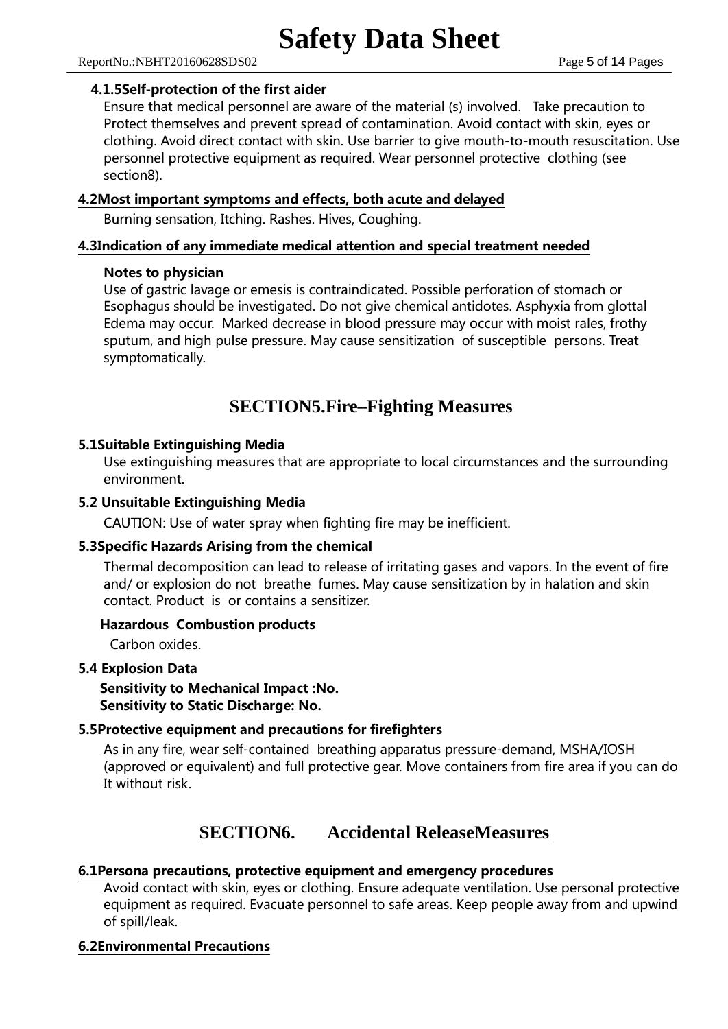#### 4.1.5Self-protection of the first aider

Ensure that medical personnel are aware of the material (s) involved.  Take precaution to Protect themselves and prevent spread of contamination. Avoid contact with skin, eyes or clothing. Avoid direct contact with skin. Use barrier to give mouth-to-mouth resuscitation. Use personnel protective equipment as required. Wear personnel protective clothing (see section8).

### 4.2Most important symptoms and effects, both acute and delayed

Burning sensation, Itching. Rashes. Hives, Coughing.

### 4.3Indication of any immediate medical attention and special treatment needed

**Notes to physician**

Use of gastric lavage or emesis is contraindicated. Possible perforation of stomach or Esophagus should be investigated. Do not give chemical antidotes. Asphyxia from glottal Edema may occur. Marked decrease in blood pressure may occur with moist rales, frothy sputum, and high pulse pressure. May cause sensitization of susceptible persons. Treat symptomatically.

## SECTION5.Fire–Fighting Measures

### 5.1Suitable Extinguishing Media

Use extinguishing measures that are appropriate to local circumstances and the surrounding environment.

### 5.2 Unsuitable Extinguishing Media

CAUTION: Use of water spray when fighting fire may be inefficient.

### 5.3Specific Hazards Arising from the chemical

Thermal decomposition can lead to release of irritating gases and vapors. In the event of fire and/ or explosion do not breathe fumes. May cause sensitization by in halation and skin contact. Product is or contains a sensitizer.

**Hazardous Combustion products**

Carbon oxides.

### 5.4 Explosion Data

**Sensitivity to Mechanical Impact :No.**
**Sensitivity to Static Discharge: No.**

### 5.5Protective equipment and precautions for firefighters

As in any fire, wear self-contained breathing apparatus pressure-demand, MSHA/IOSH (approved or equivalent) and full protective gear. Move containers from fire area if you can do It without risk.

## SECTION6. Accidental ReleaseMeasures

### 6.1Persona precautions, protective equipment and emergency procedures

Avoid contact with skin, eyes or clothing. Ensure adequate ventilation. Use personal protective equipment as required. Evacuate personnel to safe areas. Keep people away from and upwind of spill/leak.

### 6.2Environmental Precautions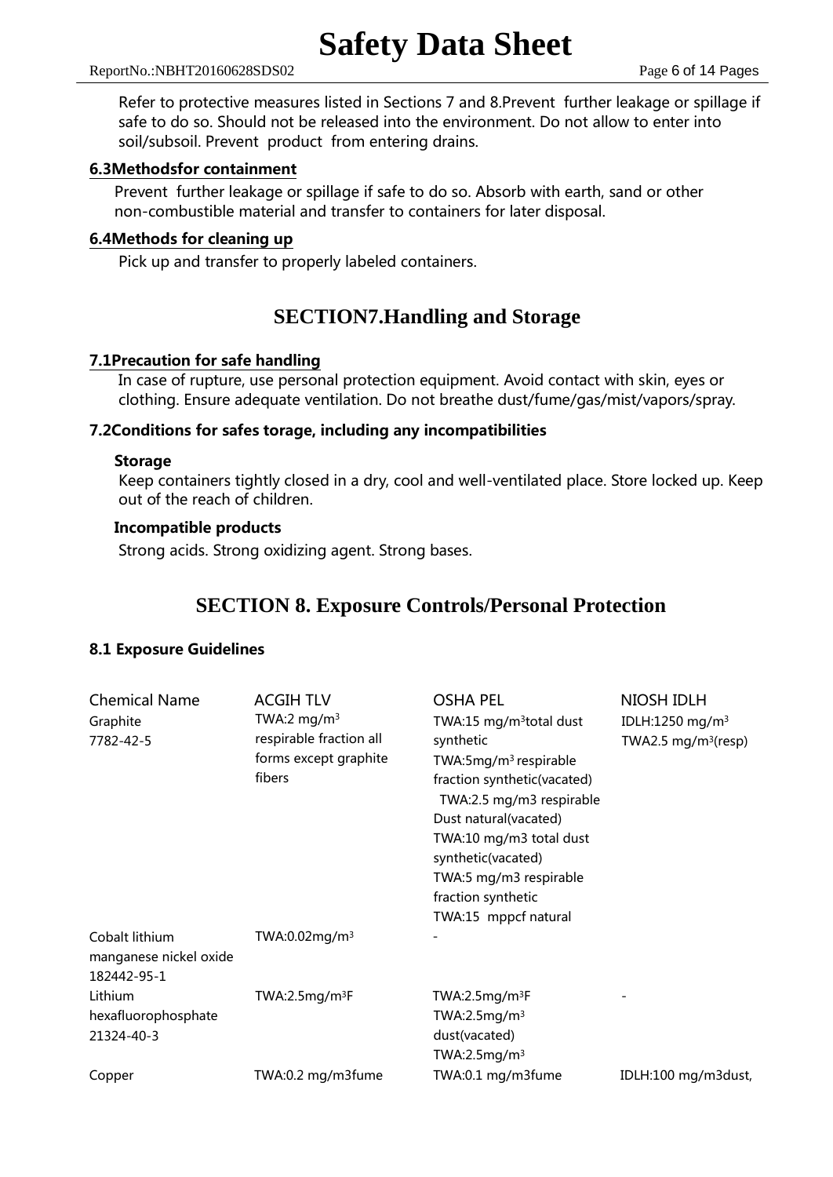Refer to protective measures listed in Sections 7 and 8.Prevent further leakage or spillage if safe to do so. Should not be released into the environment. Do not allow to enter into soil/subsoil. Prevent product from entering drains.

**6.3Methodsfor containment**

Prevent further leakage or spillage if safe to do so. Absorb with earth, sand or other non-combustible material and transfer to containers for later disposal.

**6.4Methods for cleaning up**

Pick up and transfer to properly labeled containers.

## SECTION7.Handling and Storage

**7.1Precaution for safe handling**

In case of rupture, use personal protection equipment. Avoid contact with skin, eyes or clothing. Ensure adequate ventilation. Do not breathe dust/fume/gas/mist/vapors/spray.

**7.2Conditions for safes torage, including any incompatibilities**

**Storage**

Keep containers tightly closed in a dry, cool and well-ventilated place. Store locked up. Keep out of the reach of children.

**Incompatible products**

Strong acids. Strong oxidizing agent. Strong bases.

## SECTION 8. Exposure Controls/Personal Protection

**8.1 Exposure Guidelines**

| Chemical Name | ACGIH TLV | OSHA PEL | NIOSH IDLH |
|---|---|---|---|
| Graphite 7782-42-5 | TWA:2 $mg/m^3$ respirable fraction all forms except graphite fibers | TWA:15 $mg/m^3$total dust synthetic TWA:5$mg/m^3$ respirable fraction synthetic(vacated) TWA:2.5 mg/m3 respirable Dust natural(vacated) TWA:10 mg/m3 total dust synthetic(vacated) TWA:5 mg/m3 respirable fraction synthetic TWA:15 mppcf natural | IDLH:1250 $mg/m^3$ TWA2.5 $mg/m^3$(resp) |
| Cobalt lithium manganese nickel oxide 182442-95-1 | TWA:0.02$mg/m^3$ | - | |
| Lithium hexafluorophosphate 21324-40-3 | TWA:2.5$mg/m^3$F | TWA:2.5$mg/m^3$F TWA:2.5$mg/m^3$ dust(vacated) TWA:2.5$mg/m^3$ | - |
| Copper | TWA:0.2 mg/m3fume | TWA:0.1 mg/m3fume | IDLH:100 mg/m3dust, |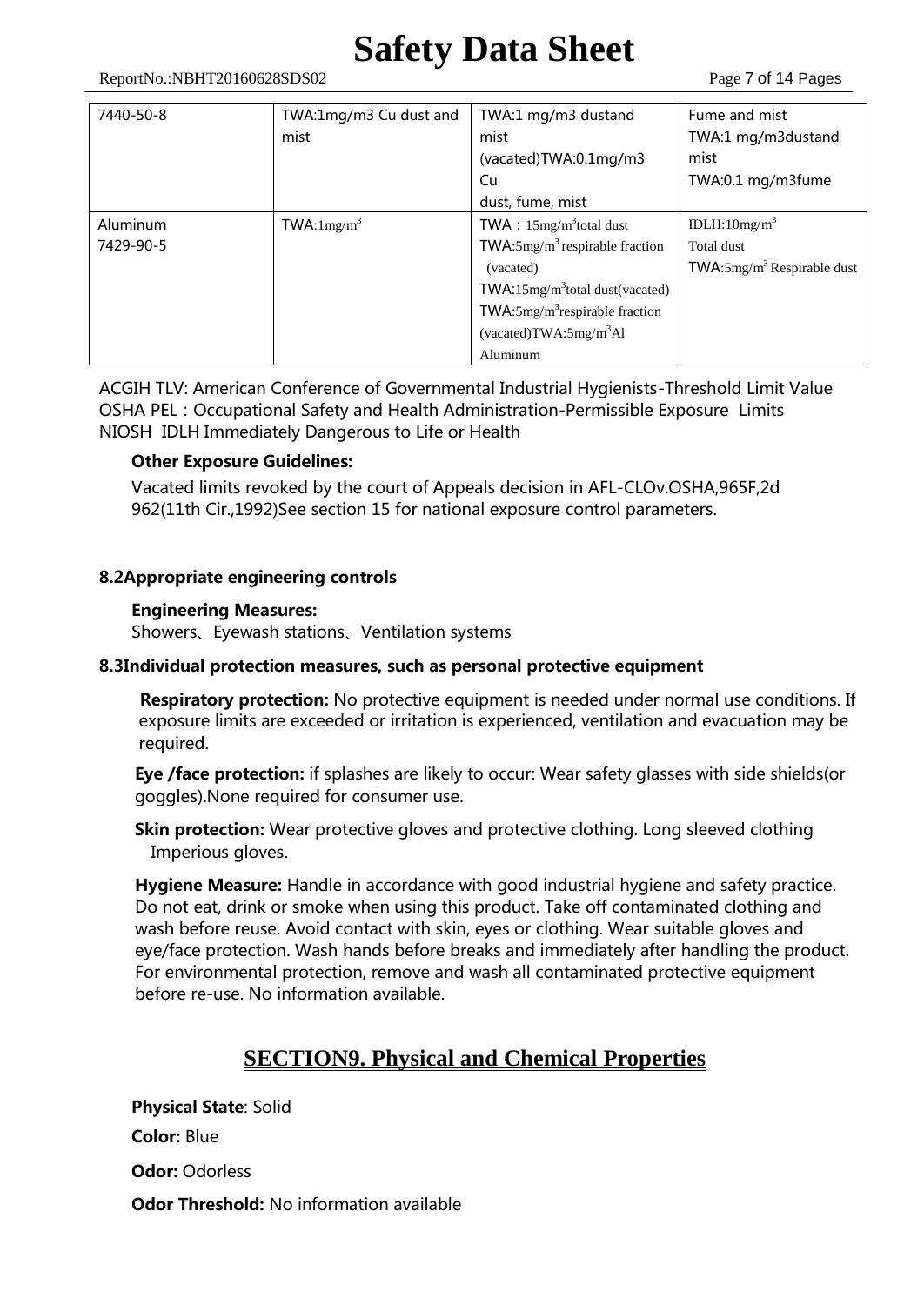| | | | |
|---|---|---|---|
| 7440-50-8 | TWA:1mg/m3 Cu dust and mist | TWA:1 mg/m3 dustand mist (vacated)TWA:0.1mg/m3 Cu dust, fume, mist | Fume and mist TWA:1 mg/m3dustand mist TWA:0.1 mg/m3fume |
| Aluminum 7429-90-5 | TWA:1mg/m$^3$ | TWA：15mg/m$^3$total dust TWA:5mg/m$^3$ respirable fraction (vacated) TWA:15mg/m$^3$total dust(vacated) TWA:5mg/m$^3$respirable fraction (vacated)TWA:5mg/m$^3$Al Aluminum | IDLH:10mg/m$^3$ Total dust TWA:5mg/m$^3$ Respirable dust |

ACGIH TLV: American Conference of Governmental Industrial Hygienists-Threshold Limit Value
OSHA PEL：Occupational Safety and Health Administration-Permissible Exposure Limits
NIOSH IDLH Immediately Dangerous to Life or Health

**Other Exposure Guidelines:**

Vacated limits revoked by the court of Appeals decision in AFL-CLOv.OSHA,965F,2d 962(11th Cir.,1992)See section 15 for national exposure control parameters.

### 8.2Appropriate engineering controls

**Engineering Measures:**
Showers、Eyewash stations、Ventilation systems

### 8.3Individual protection measures, such as personal protective equipment

**Respiratory protection:** No protective equipment is needed under normal use conditions. If exposure limits are exceeded or irritation is experienced, ventilation and evacuation may be required.

**Eye /face protection:** if splashes are likely to occur: Wear safety glasses with side shields(or goggles).None required for consumer use.

**Skin protection:** Wear protective gloves and protective clothing. Long sleeved clothing Imperious gloves.

**Hygiene Measure:** Handle in accordance with good industrial hygiene and safety practice. Do not eat, drink or smoke when using this product. Take off contaminated clothing and wash before reuse. Avoid contact with skin, eyes or clothing. Wear suitable gloves and eye/face protection. Wash hands before breaks and immediately after handling the product. For environmental protection, remove and wash all contaminated protective equipment before re-use. No information available.

## SECTION9. Physical and Chemical Properties

**Physical State**: Solid

**Color:** Blue

**Odor:** Odorless

**Odor Threshold:** No information available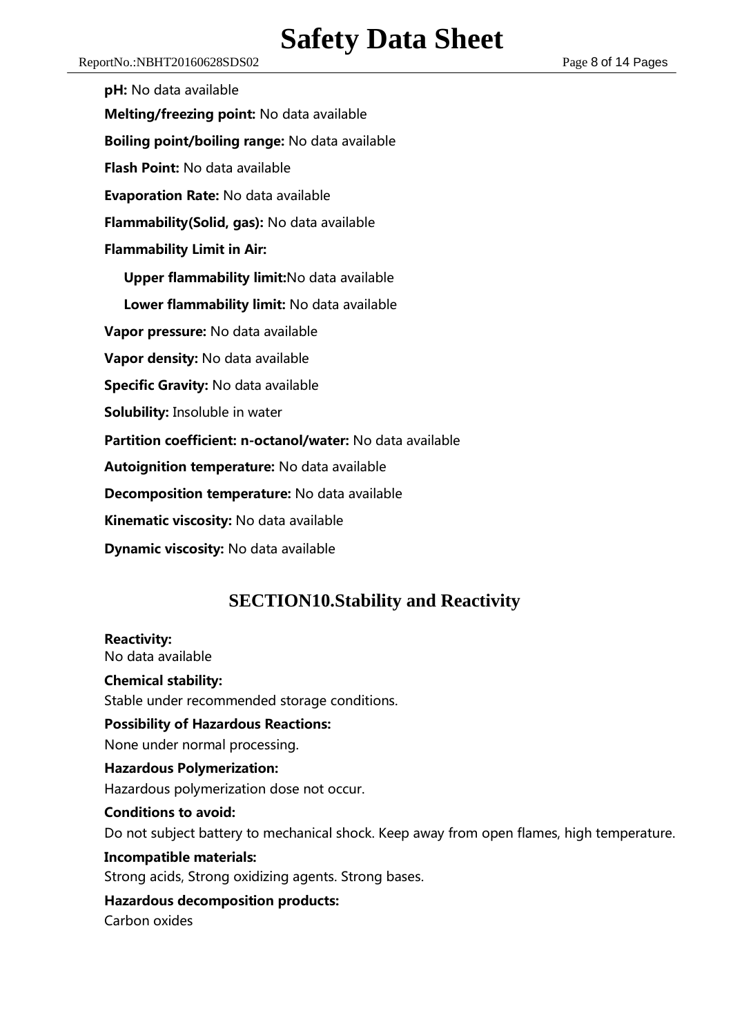**pH:** No data available

**Melting/freezing point:** No data available

**Boiling point/boiling range:** No data available

**Flash Point:** No data available

**Evaporation Rate:** No data available

**Flammability(Solid, gas):** No data available

**Flammability Limit in Air:**

**Upper flammability limit:**No data available

**Lower flammability limit:** No data available

**Vapor pressure:** No data available

**Vapor density:** No data available

**Specific Gravity:** No data available

**Solubility:** Insoluble in water

**Partition coefficient: n-octanol/water:** No data available

**Autoignition temperature:** No data available

**Decomposition temperature:** No data available

**Kinematic viscosity:** No data available

**Dynamic viscosity:** No data available

## SECTION10.Stability and Reactivity

**Reactivity:**
No data available

**Chemical stability:**
Stable under recommended storage conditions.

**Possibility of Hazardous Reactions:**
None under normal processing.

**Hazardous Polymerization:**
Hazardous polymerization dose not occur.

**Conditions to avoid:**
Do not subject battery to mechanical shock. Keep away from open flames, high temperature.

**Incompatible materials:**
Strong acids, Strong oxidizing agents. Strong bases.

**Hazardous decomposition products:**
Carbon oxides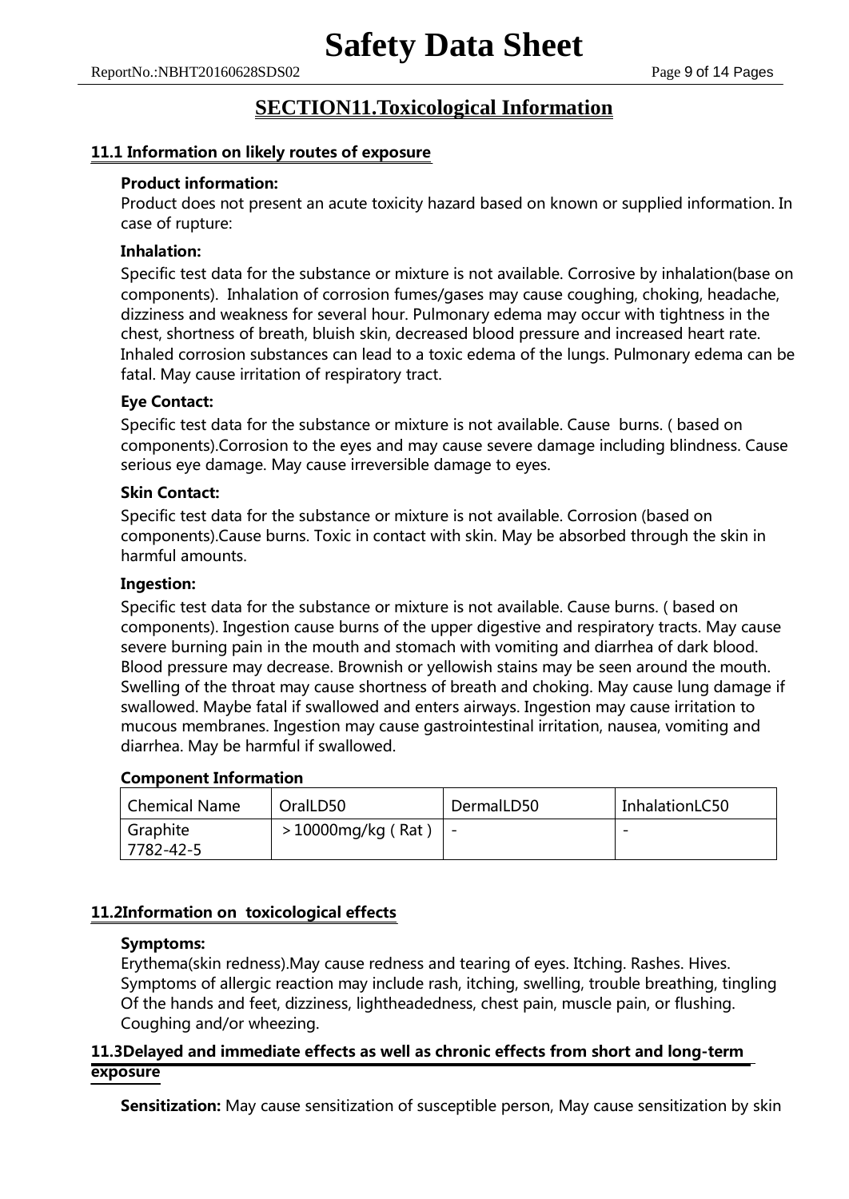# SECTION11.Toxicological Information

## 11.1 Information on likely routes of exposure

**Product information:**

Product does not present an acute toxicity hazard based on known or supplied information. In case of rupture:

**Inhalation:**

Specific test data for the substance or mixture is not available. Corrosive by inhalation(base on components).  Inhalation of corrosion fumes/gases may cause coughing, choking, headache, dizziness and weakness for several hour. Pulmonary edema may occur with tightness in the chest, shortness of breath, bluish skin, decreased blood pressure and increased heart rate. Inhaled corrosion substances can lead to a toxic edema of the lungs. Pulmonary edema can be fatal. May cause irritation of respiratory tract.

**Eye Contact:**

Specific test data for the substance or mixture is not available. Cause  burns. ( based on components).Corrosion to the eyes and may cause severe damage including blindness. Cause serious eye damage. May cause irreversible damage to eyes.

**Skin Contact:**

Specific test data for the substance or mixture is not available. Corrosion (based on components).Cause burns. Toxic in contact with skin. May be absorbed through the skin in harmful amounts.

**Ingestion:**

Specific test data for the substance or mixture is not available. Cause burns. ( based on components). Ingestion cause burns of the upper digestive and respiratory tracts. May cause severe burning pain in the mouth and stomach with vomiting and diarrhea of dark blood. Blood pressure may decrease. Brownish or yellowish stains may be seen around the mouth. Swelling of the throat may cause shortness of breath and choking. May cause lung damage if swallowed. Maybe fatal if swallowed and enters airways. Ingestion may cause irritation to mucous membranes. Ingestion may cause gastrointestinal irritation, nausea, vomiting and diarrhea. May be harmful if swallowed.

**Component Information**

| Chemical Name | OralLD50 | DermalLD50 | InhalationLC50 |
|---|---|---|---|
| Graphite 7782-42-5 | ＞10000mg/kg ( Rat ) | - | - |

## 11.2Information on  toxicological effects

**Symptoms:**

Erythema(skin redness).May cause redness and tearing of eyes. Itching. Rashes. Hives. Symptoms of allergic reaction may include rash, itching, swelling, trouble breathing, tingling Of the hands and feet, dizziness, lightheadedness, chest pain, muscle pain, or flushing. Coughing and/or wheezing.

## 11.3Delayed and immediate effects as well as chronic effects from short and long-term exposure

**Sensitization:** May cause sensitization of susceptible person, May cause sensitization by skin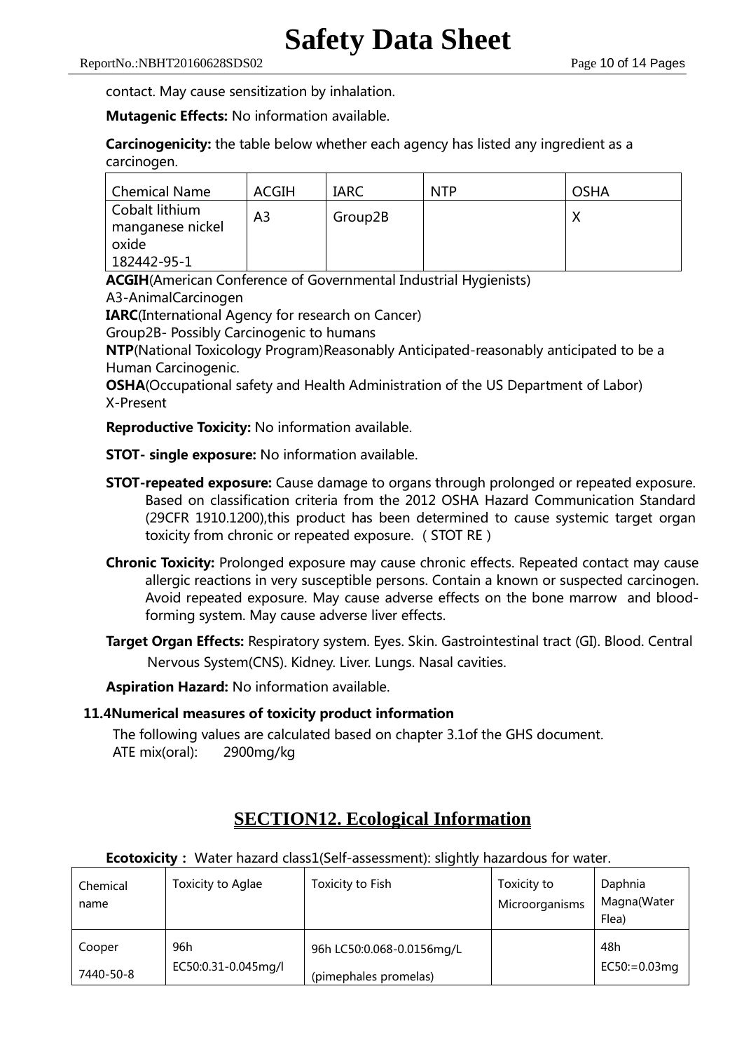contact. May cause sensitization by inhalation.

**Mutagenic Effects:** No information available.

**Carcinogenicity:** the table below whether each agency has listed any ingredient as a carcinogen.

| Chemical Name | ACGIH | IARC | NTP | OSHA |
|---|---|---|---|---|
| Cobalt lithium manganese nickel oxide 182442-95-1 | A3 | Group2B | | X |

**ACGIH**(American Conference of Governmental Industrial Hygienists)
A3-AnimalCarcinogen
**IARC**(International Agency for research on Cancer)
Group2B- Possibly Carcinogenic to humans
**NTP**(National Toxicology Program)Reasonably Anticipated-reasonably anticipated to be a Human Carcinogenic.
**OSHA**(Occupational safety and Health Administration of the US Department of Labor)
X-Present

**Reproductive Toxicity:** No information available.

**STOT- single exposure:** No information available.

**STOT-repeated exposure:** Cause damage to organs through prolonged or repeated exposure. Based on classification criteria from the 2012 OSHA Hazard Communication Standard (29CFR 1910.1200),this product has been determined to cause systemic target organ toxicity from chronic or repeated exposure. ( STOT RE )

**Chronic Toxicity:** Prolonged exposure may cause chronic effects. Repeated contact may cause allergic reactions in very susceptible persons. Contain a known or suspected carcinogen. Avoid repeated exposure. May cause adverse effects on the bone marrow and blood-forming system. May cause adverse liver effects.

**Target Organ Effects:** Respiratory system. Eyes. Skin. Gastrointestinal tract (GI). Blood. Central Nervous System(CNS). Kidney. Liver. Lungs. Nasal cavities.

**Aspiration Hazard:** No information available.

### 11.4Numerical measures of toxicity product information

The following values are calculated based on chapter 3.1of the GHS document.
ATE mix(oral): 2900mg/kg

## SECTION12. Ecological Information

**Ecotoxicity :** Water hazard class1(Self-assessment): slightly hazardous for water.

| Chemical name | Toxicity to Aglae | Toxicity to Fish | Toxicity to Microorganisms | Daphnia Magna(Water Flea) |
|---|---|---|---|---|
| Cooper 7440-50-8 | 96h EC50:0.31-0.045mg/l | 96h LC50:0.068-0.0156mg/L (pimephales promelas) | | 48h EC50:=0.03mg |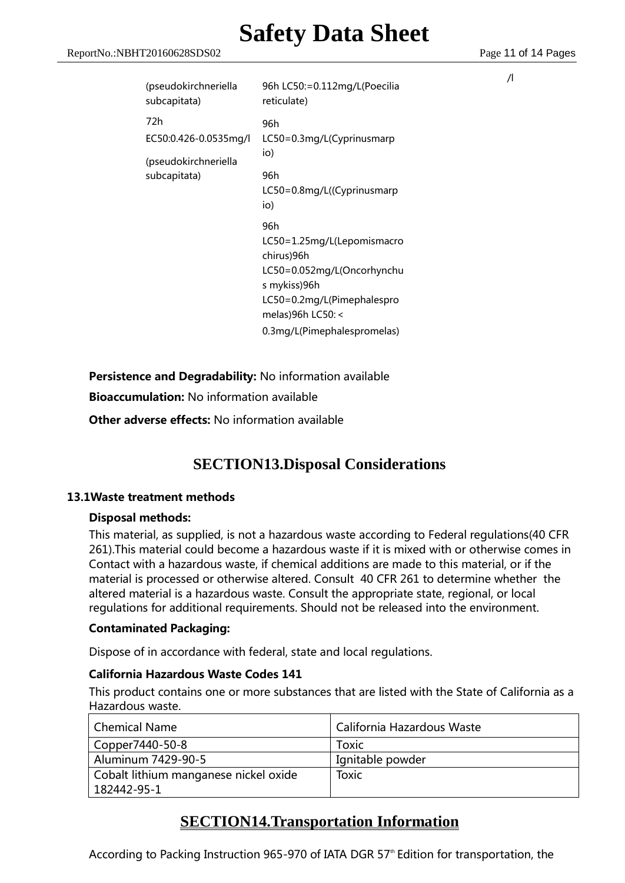| | | |
|---|---|---|
| (pseudokirchneriella subcapitata) | 96h LC50:=0.112mg/L(Poecilia reticulate) | /l |
| 72h EC50:0.426-0.0535mg/l (pseudokirchneriella subcapitata) | 96h LC50=0.3mg/L(Cyprinusmarpio) 96h LC50=0.8mg/L((Cyprinusmarpio) 96h LC50=1.25mg/L(Lepomismacrochirus)96h LC50=0.052mg/L(Oncorhynchus mykiss)96h LC50=0.2mg/L(Pimephalespromelas)96h LC50: < 0.3mg/L(Pimephalespromelas) | |

**Persistence and Degradability:** No information available

**Bioaccumulation:** No information available

**Other adverse effects:** No information available

## SECTION13.Disposal Considerations

### 13.1Waste treatment methods

**Disposal methods:**

This material, as supplied, is not a hazardous waste according to Federal regulations(40 CFR 261).This material could become a hazardous waste if it is mixed with or otherwise comes in Contact with a hazardous waste, if chemical additions are made to this material, or if the material is processed or otherwise altered. Consult 40 CFR 261 to determine whether the altered material is a hazardous waste. Consult the appropriate state, regional, or local regulations for additional requirements. Should not be released into the environment.

**Contaminated Packaging:**

Dispose of in accordance with federal, state and local regulations.

**California Hazardous Waste Codes 141**

This product contains one or more substances that are listed with the State of California as a Hazardous waste.

| Chemical Name | California Hazardous Waste |
|---|---|
| Copper7440-50-8 | Toxic |
| Aluminum 7429-90-5 | Ignitable powder |
| Cobalt lithium manganese nickel oxide 182442-95-1 | Toxic |

## SECTION14.Transportation Information

According to Packing Instruction 965-970 of IATA DGR 57th Edition for transportation, the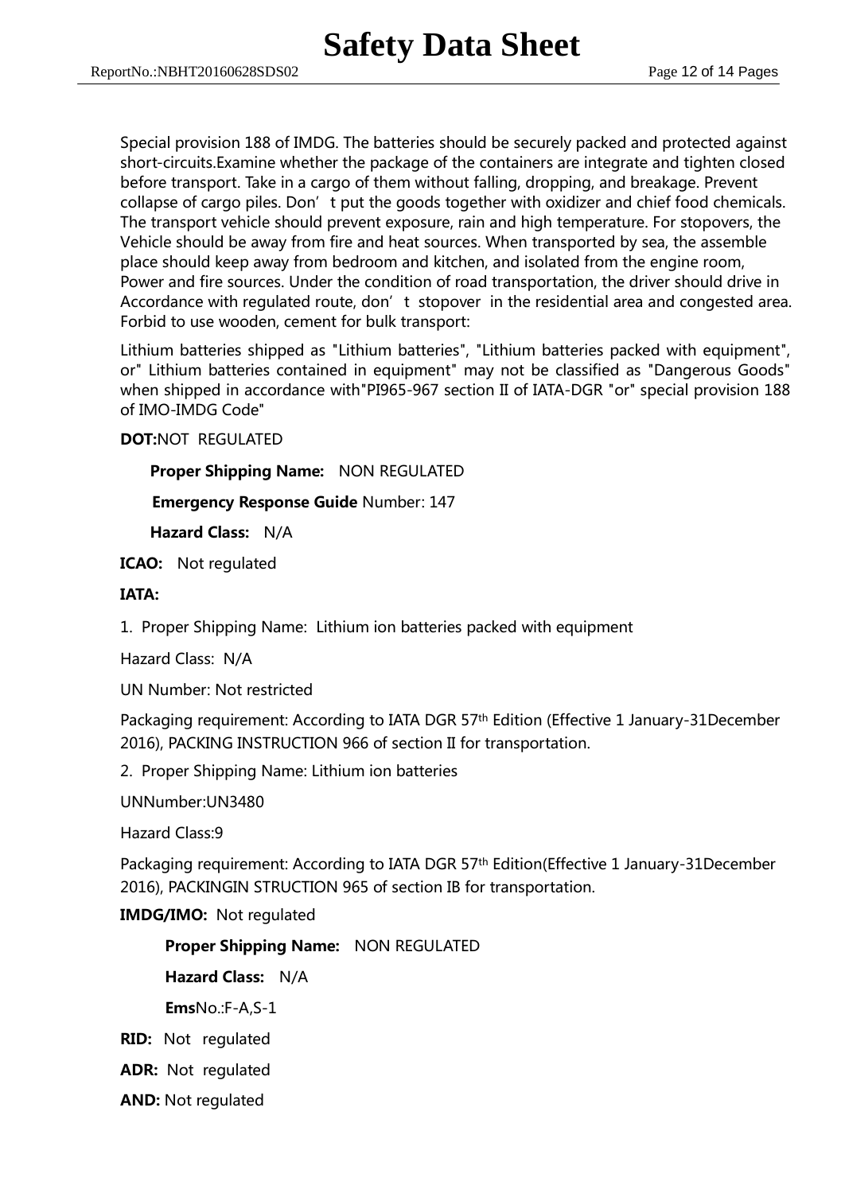Special provision 188 of IMDG. The batteries should be securely packed and protected against short-circuits.Examine whether the package of the containers are integrate and tighten closed before transport. Take in a cargo of them without falling, dropping, and breakage. Prevent collapse of cargo piles. Don' t put the goods together with oxidizer and chief food chemicals. The transport vehicle should prevent exposure, rain and high temperature. For stopovers, the Vehicle should be away from fire and heat sources. When transported by sea, the assemble place should keep away from bedroom and kitchen, and isolated from the engine room, Power and fire sources. Under the condition of road transportation, the driver should drive in Accordance with regulated route, don' t stopover in the residential area and congested area. Forbid to use wooden, cement for bulk transport:

Lithium batteries shipped as "Lithium batteries", "Lithium batteries packed with equipment", or" Lithium batteries contained in equipment" may not be classified as "Dangerous Goods" when shipped in accordance with"PI965-967 section II of IATA-DGR "or" special provision 188 of IMO-IMDG Code"

**DOT:**NOT REGULATED

**Proper Shipping Name:** NON REGULATED

**Emergency Response Guide** Number: 147

**Hazard Class:** N/A

**ICAO:** Not regulated

**IATA:**

1. Proper Shipping Name: Lithium ion batteries packed with equipment

Hazard Class: N/A

UN Number: Not restricted

Packaging requirement: According to IATA DGR 57th Edition (Effective 1 January-31December 2016), PACKING INSTRUCTION 966 of section II for transportation.

2. Proper Shipping Name: Lithium ion batteries

UNNumber:UN3480

Hazard Class:9

Packaging requirement: According to IATA DGR 57th Edition(Effective 1 January-31December 2016), PACKINGIN STRUCTION 965 of section IB for transportation.

**IMDG/IMO:** Not regulated

**Proper Shipping Name:** NON REGULATED

**Hazard Class:** N/A

**Ems**No.:F-A,S-1

**RID:** Not regulated

**ADR:** Not regulated

**AND:** Not regulated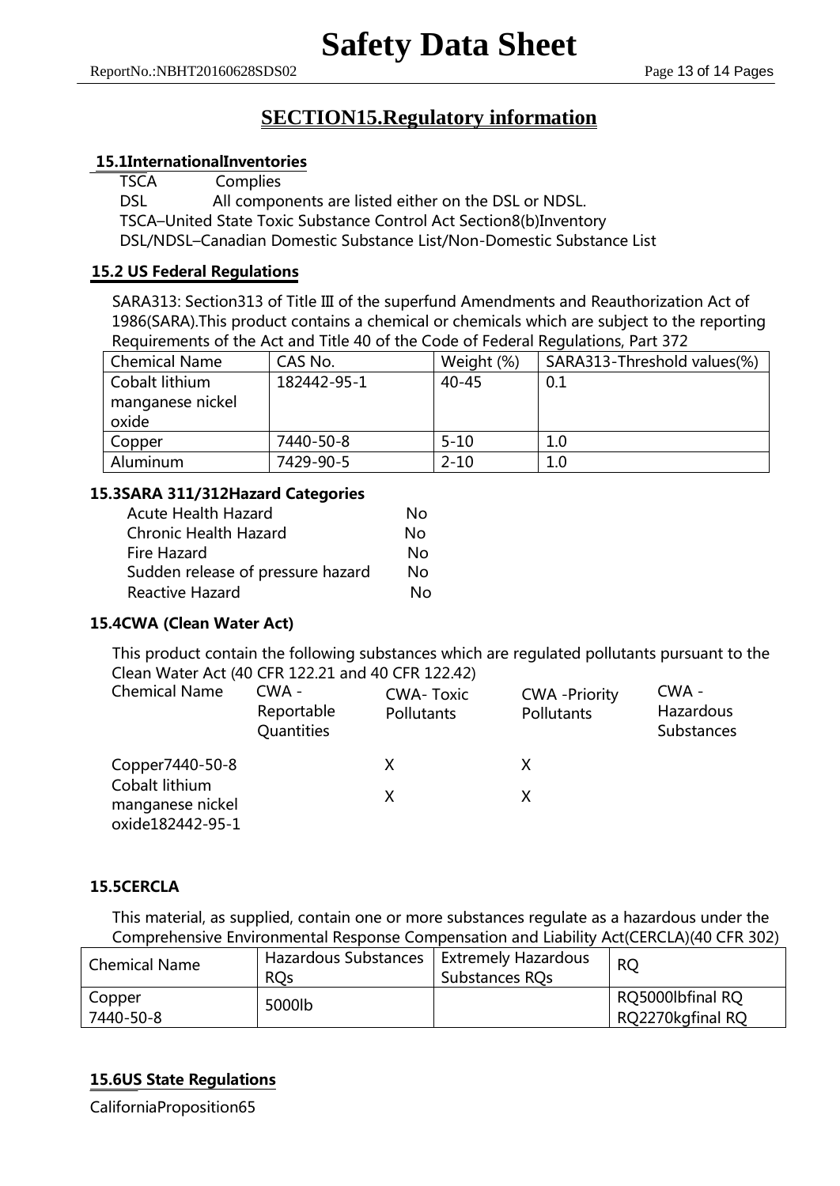## SECTION15.Regulatory information

### 15.1InternationalInventories

TSCA Complies

DSL All components are listed either on the DSL or NDSL.

TSCA–United State Toxic Substance Control Act Section8(b)Inventory

DSL/NDSL–Canadian Domestic Substance List/Non-Domestic Substance List

### 15.2 US Federal Regulations

SARA313: Section313 of Title Ⅲ of the superfund Amendments and Reauthorization Act of 1986(SARA).This product contains a chemical or chemicals which are subject to the reporting Requirements of the Act and Title 40 of the Code of Federal Regulations, Part 372

| Chemical Name | CAS No. | Weight (%) | SARA313-Threshold values(%) |
|---|---|---|---|
| Cobalt lithium manganese nickel oxide | 182442-95-1 | 40-45 | 0.1 |
| Copper | 7440-50-8 | 5-10 | 1.0 |
| Aluminum | 7429-90-5 | 2-10 | 1.0 |

### 15.3SARA 311/312Hazard Categories

| | |
|---|---|
| Acute Health Hazard | No |
| Chronic Health Hazard | No |
| Fire Hazard | No |
| Sudden release of pressure hazard | No |
| Reactive Hazard | No |

### 15.4CWA (Clean Water Act)

This product contain the following substances which are regulated pollutants pursuant to the Clean Water Act (40 CFR 122.21 and 40 CFR 122.42)

| Chemical Name | CWA - Reportable Quantities | CWA- Toxic Pollutants | CWA -Priority Pollutants | CWA - Hazardous Substances |
|---|---|---|---|---|
| Copper7440-50-8 | | X | X | |
| Cobalt lithium manganese nickel oxide182442-95-1 | | X | X | |

### 15.5CERCLA

This material, as supplied, contain one or more substances regulate as a hazardous under the Comprehensive Environmental Response Compensation and Liability Act(CERCLA)(40 CFR 302)

| Chemical Name | Hazardous Substances RQs | Extremely Hazardous Substances RQs | RQ |
|---|---|---|---|
| Copper 7440-50-8 | 5000lb | | RQ5000lbfinal RQ RQ2270kgfinal RQ |

### 15.6US State Regulations

CaliforniaProposition65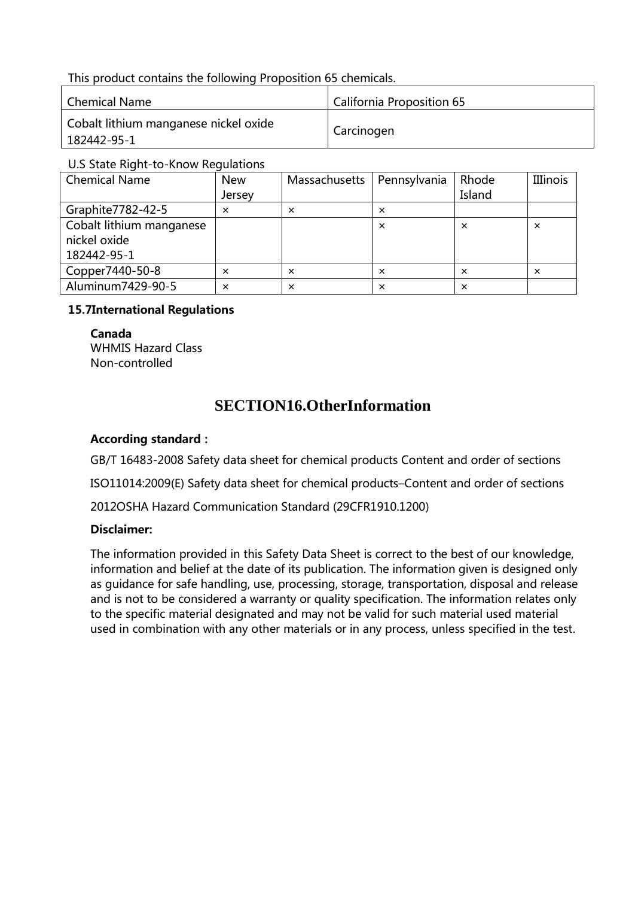This product contains the following Proposition 65 chemicals.

| Chemical Name | California Proposition 65 |
|---|---|
| Cobalt lithium manganese nickel oxide 182442-95-1 | Carcinogen |

U.S State Right-to-Know Regulations

| Chemical Name | New Jersey | Massachusetts | Pennsylvania | Rhode Island | IIIinois |
|---|---|---|---|---|---|
| Graphite7782-42-5 | × | × | × | | |
| Cobalt lithium manganese nickel oxide 182442-95-1 | | | × | × | × |
| Copper7440-50-8 | × | × | × | × | × |
| Aluminum7429-90-5 | × | × | × | × | |

**15.7International Regulations**

**Canada**
WHMIS Hazard Class
Non-controlled

## SECTION16.OtherInformation

**According standard :**

GB/T 16483-2008 Safety data sheet for chemical products Content and order of sections

ISO11014:2009(E) Safety data sheet for chemical products–Content and order of sections

2012OSHA Hazard Communication Standard (29CFR1910.1200)

**Disclaimer:**

The information provided in this Safety Data Sheet is correct to the best of our knowledge, information and belief at the date of its publication. The information given is designed only as guidance for safe handling, use, processing, storage, transportation, disposal and release and is not to be considered a warranty or quality specification. The information relates only to the specific material designated and may not be valid for such material used material used in combination with any other materials or in any process, unless specified in the test.